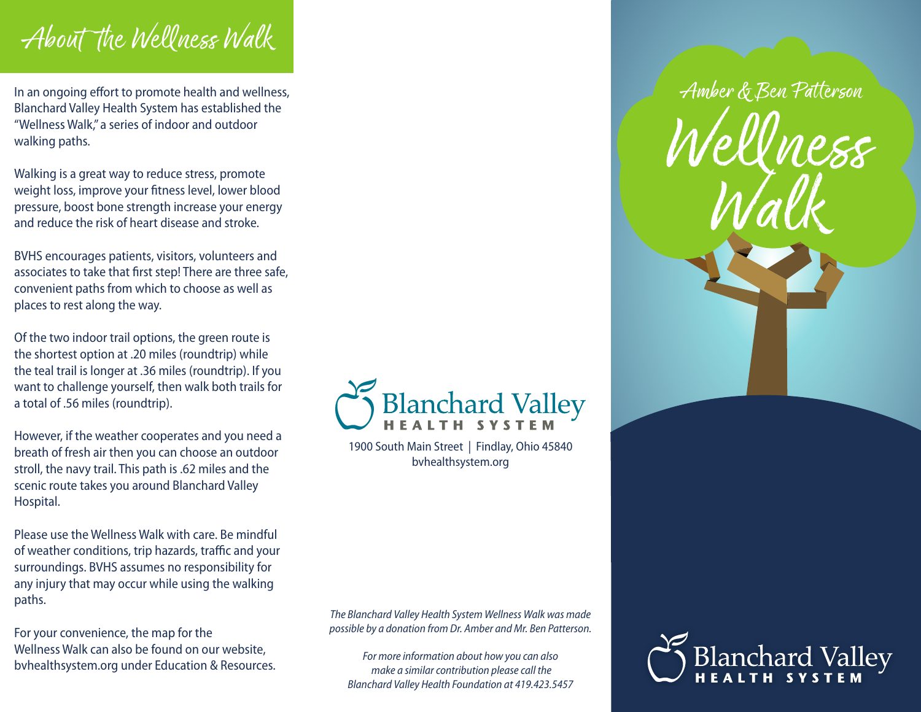# About the Wellness Walk

In an ongoing effort to promote health and wellness, Blanchard Valley Health System has established the "Wellness Walk," a series of indoor and outdoor walking paths.

Walking is a great way to reduce stress, promote weight loss, improve your fitness level, lower blood pressure, boost bone strength increase your energy and reduce the risk of heart disease and stroke.

BVHS encourages patients, visitors, volunteers and associates to take that first step! There are three safe, convenient paths from which to choose as well as places to rest along the way.

Of the two indoor trail options, the green route is the shortest option at .20 miles (roundtrip) while the teal trail is longer at .36 miles (roundtrip). If you want to challenge yourself, then walk both trails for a total of .56 miles (roundtrip).

However, if the weather cooperates and you need a breath of fresh air then you can choose an outdoor stroll, the navy trail. This path is .62 miles and the scenic route takes you around Blanchard Valley Hospital.

Please use the Wellness Walk with care. Be mindful of weather conditions, trip hazards, traffic and your surroundings. BVHS assumes no responsibility for any injury that may occur while using the walking paths.

For your convenience, the map for the Wellness Walk can also be found on our website, bvhealthsystem.org under Education & Resources.

Blanchard Valley HEALTH SYSTEM

1900 South Main Street | Findlay, Ohio 45840
bvhealthsystem.org

*The Blanchard Valley Health System Wellness Walk was made possible by a donation from Dr. Amber and Mr. Ben Patterson.*

*For more information about how you can also make a similar contribution please call the Blanchard Valley Health Foundation at 419.423.5457*

Amber & Ben Patterson

# Wellness Walk

Blanchard Valley HEALTH SYSTEM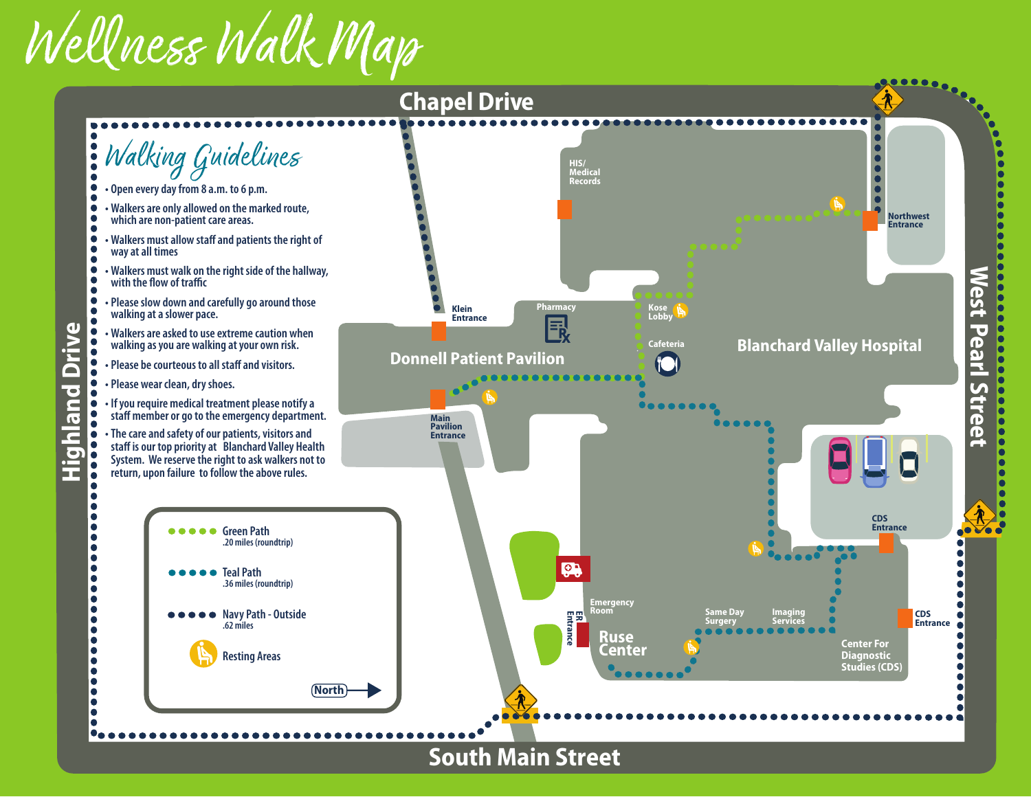# Wellness Walk Map

## Walking Guidelines

- Open every day from 8 a.m. to 6 p.m.
- Walkers are only allowed on the marked route, which are non-patient care areas.
- Walkers must allow staff and patients the right of way at all times
- Walkers must walk on the right side of the hallway, with the flow of traffic
- Please slow down and carefully go around those walking at a slower pace.
- Walkers are asked to use extreme caution when walking as you are walking at your own risk.
- Please be courteous to all staff and visitors.
- Please wear clean, dry shoes.
- If you require medical treatment please notify a staff member or go to the emergency department.
- The care and safety of our patients, visitors and staff is our top priority at Blanchard Valley Health System. We reserve the right to ask walkers not to return, upon failure to follow the above rules.

Green Path
.20 miles (roundtrip)

Teal Path
.36 miles (roundtrip)

Navy Path - Outside
.62 miles

Resting Areas

North

Chapel Drive

Highland Drive

West Pearl Street

South Main Street

HIS/ Medical Records

Northwest Entrance

Klein Entrance

Pharmacy

Kose Lobby

Cafeteria

Donnell Patient Pavilion

Blanchard Valley Hospital

Main Pavilion Entrance

CDS Entrance

Emergency Room

ER Entrance

Ruse Center

Same Day Surgery

Imaging Services

CDS Entrance

Center For Diagnostic Studies (CDS)